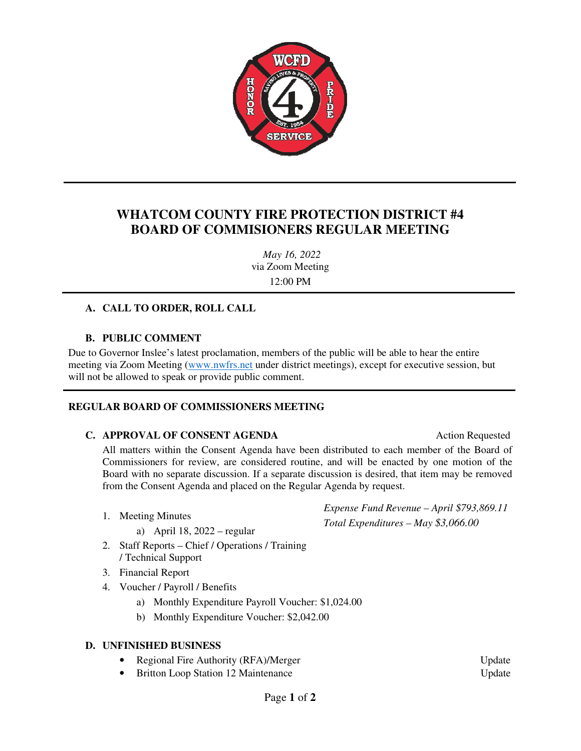# WHATCOM COUNTY FIRE PROTECTION DISTRICT #4
# BOARD OF COMMISIONERS REGULAR MEETING

*May 16, 2022*
via Zoom Meeting
12:00 PM

## A. CALL TO ORDER, ROLL CALL

## B. PUBLIC COMMENT

Due to Governor Inslee's latest proclamation, members of the public will be able to hear the entire meeting via Zoom Meeting (www.nwfrs.net under district meetings), except for executive session, but will not be allowed to speak or provide public comment.

## REGULAR BOARD OF COMMISSIONERS MEETING

### C. APPROVAL OF CONSENT AGENDA — Action Requested

All matters within the Consent Agenda have been distributed to each member of the Board of Commissioners for review, are considered routine, and will be enacted by one motion of the Board with no separate discussion. If a separate discussion is desired, that item may be removed from the Consent Agenda and placed on the Regular Agenda by request.

*Expense Fund Revenue – April $793,869.11*
*Total Expenditures – May $3,066.00*

1. Meeting Minutes
   a) April 18, 2022 – regular
2. Staff Reports – Chief / Operations / Training / Technical Support
3. Financial Report
4. Voucher / Payroll / Benefits
   a) Monthly Expenditure Payroll Voucher: $1,024.00
   b) Monthly Expenditure Voucher: $2,042.00

### D. UNFINISHED BUSINESS

- Regional Fire Authority (RFA)/Merger — Update
- Britton Loop Station 12 Maintenance — Update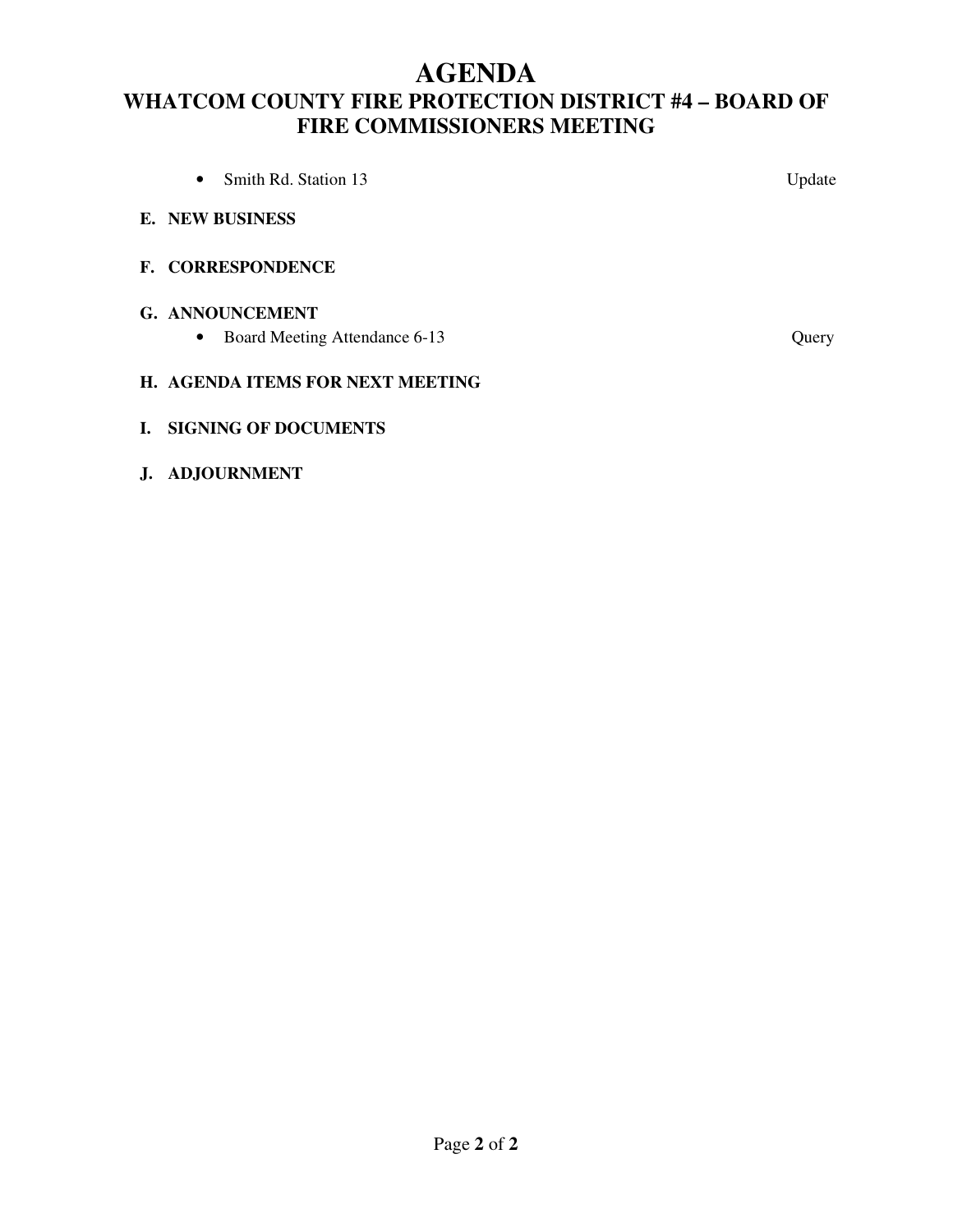# AGENDA

## WHATCOM COUNTY FIRE PROTECTION DISTRICT #4 – BOARD OF FIRE COMMISSIONERS MEETING

- Smith Rd. Station 13 — Update

**E. NEW BUSINESS**

**F. CORRESPONDENCE**

**G. ANNOUNCEMENT**

- Board Meeting Attendance 6-13 — Query

**H. AGENDA ITEMS FOR NEXT MEETING**

**I. SIGNING OF DOCUMENTS**

**J. ADJOURNMENT**